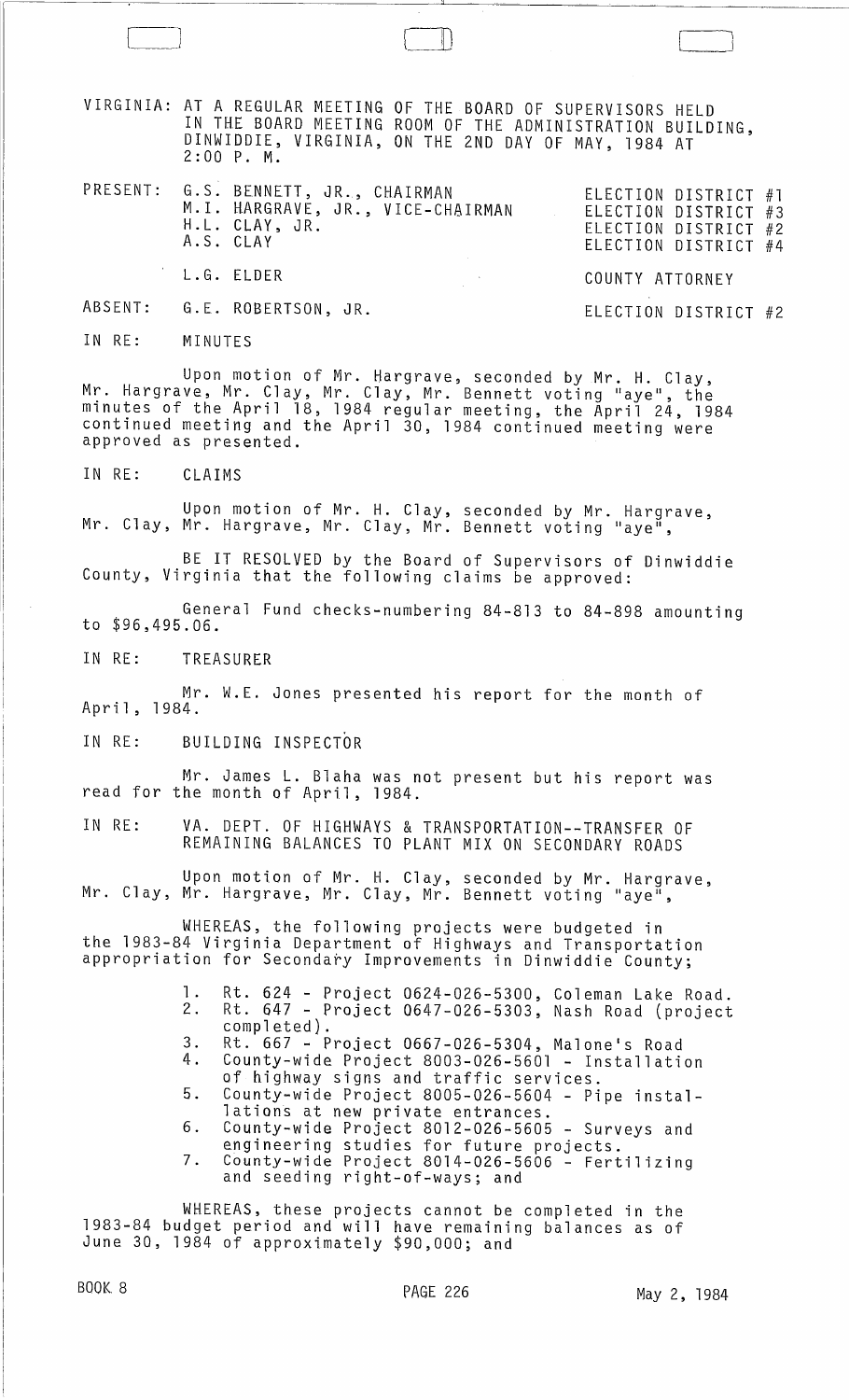VIRGINIA: AT A REGULAR MEETING OF THE BOARD OF SUPERVISORS HELD IN THE BOARD MEETING ROOM OF THE ADMINISTRATION BUILDING, DINWIDDIE, VIRGINIA, ON THE 2ND DAY OF MAY, 1984 AT 2:00 P. M.

| | | |
|---|---|---|
| PRESENT: | G.S. BENNETT, JR., CHAIRMAN | ELECTION DISTRICT #1 |
| | M.I. HARGRAVE, JR., VICE-CHAIRMAN | ELECTION DISTRICT #3 |
| | H.L. CLAY, JR. | ELECTION DISTRICT #2 |
| | A.S. CLAY | ELECTION DISTRICT #4 |
| | L.G. ELDER | COUNTY ATTORNEY |
| ABSENT: | G.E. ROBERTSON, JR. | ELECTION DISTRICT #2 |

IN RE: MINUTES

Upon motion of Mr. Hargrave, seconded by Mr. H. Clay, Mr. Hargrave, Mr. Clay, Mr. Clay, Mr. Bennett voting "aye", the minutes of the April 18, 1984 regular meeting, the April 24, 1984 continued meeting and the April 30, 1984 continued meeting were approved as presented.

IN RE: CLAIMS

Upon motion of Mr. H. Clay, seconded by Mr. Hargrave, Mr. Clay, Mr. Hargrave, Mr. Clay, Mr. Bennett voting "aye",

BE IT RESOLVED by the Board of Supervisors of Dinwiddie County, Virginia that the following claims be approved:

General Fund checks-numbering 84-813 to 84-898 amounting to $96,495.06.

IN RE: TREASURER

Mr. W.E. Jones presented his report for the month of April, 1984.

IN RE: BUILDING INSPECTOR

Mr. James L. Blaha was not present but his report was read for the month of April, 1984.

IN RE: VA. DEPT. OF HIGHWAYS & TRANSPORTATION--TRANSFER OF REMAINING BALANCES TO PLANT MIX ON SECONDARY ROADS

Upon motion of Mr. H. Clay, seconded by Mr. Hargrave, Mr. Clay, Mr. Hargrave, Mr. Clay, Mr. Bennett voting "aye",

WHEREAS, the following projects were budgeted in the 1983-84 Virginia Department of Highways and Transportation appropriation for Secondary Improvements in Dinwiddie County;

1. Rt. 624 - Project 0624-026-5300, Coleman Lake Road.
2. Rt. 647 - Project 0647-026-5303, Nash Road (project completed).
3. Rt. 667 - Project 0667-026-5304, Malone's Road
4. County-wide Project 8003-026-5601 - Installation of highway signs and traffic services.
5. County-wide Project 8005-026-5604 - Pipe installations at new private entrances.
6. County-wide Project 8012-026-5605 - Surveys and engineering studies for future projects.
7. County-wide Project 8014-026-5606 - Fertilizing and seeding right-of-ways; and

WHEREAS, these projects cannot be completed in the 1983-84 budget period and will have remaining balances as of June 30, 1984 of approximately $90,000; and

BOOK 8 PAGE 226 May 2, 1984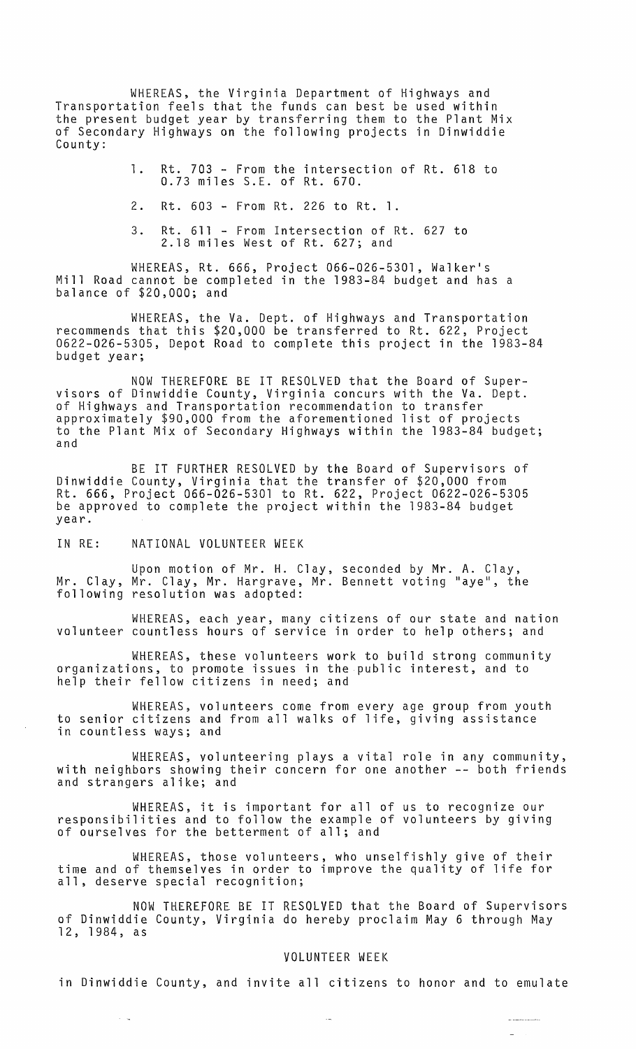WHEREAS, the Virginia Department of Highways and Transportation feels that the funds can best be used within the present budget year by transferring them to the Plant Mix of Secondary Highways on the following projects in Dinwiddie County:

1. Rt. 703 - From the intersection of Rt. 618 to 0.73 miles S.E. of Rt. 670.
2. Rt. 603 - From Rt. 226 to Rt. 1.
3. Rt. 611 - From Intersection of Rt. 627 to 2.18 miles West of Rt. 627; and

WHEREAS, Rt. 666, Project 066-026-5301, Walker's Mill Road cannot be completed in the 1983-84 budget and has a balance of $20,000; and

WHEREAS, the Va. Dept. of Highways and Transportation recommends that this $20,000 be transferred to Rt. 622, Project 0622-026-5305, Depot Road to complete this project in the 1983-84 budget year;

NOW THEREFORE BE IT RESOLVED that the Board of Supervisors of Dinwiddie County, Virginia concurs with the Va. Dept. of Highways and Transportation recommendation to transfer approximately $90,000 from the aforementioned list of projects to the Plant Mix of Secondary Highways within the 1983-84 budget; and

BE IT FURTHER RESOLVED by the Board of Supervisors of Dinwiddie County, Virginia that the transfer of $20,000 from Rt. 666, Project 066-026-5301 to Rt. 622, Project 0622-026-5305 be approved to complete the project within the 1983-84 budget year.

IN RE: NATIONAL VOLUNTEER WEEK

Upon motion of Mr. H. Clay, seconded by Mr. A. Clay, Mr. Clay, Mr. Clay, Mr. Hargrave, Mr. Bennett voting "aye", the following resolution was adopted:

WHEREAS, each year, many citizens of our state and nation volunteer countless hours of service in order to help others; and

WHEREAS, these volunteers work to build strong community organizations, to promote issues in the public interest, and to help their fellow citizens in need; and

WHEREAS, volunteers come from every age group from youth to senior citizens and from all walks of life, giving assistance in countless ways; and

WHEREAS, volunteering plays a vital role in any community, with neighbors showing their concern for one another -- both friends and strangers alike; and

WHEREAS, it is important for all of us to recognize our responsibilities and to follow the example of volunteers by giving of ourselves for the betterment of all; and

WHEREAS, those volunteers, who unselfishly give of their time and of themselves in order to improve the quality of life for all, deserve special recognition;

NOW THEREFORE BE IT RESOLVED that the Board of Supervisors of Dinwiddie County, Virginia do hereby proclaim May 6 through May 12, 1984, as

VOLUNTEER WEEK

in Dinwiddie County, and invite all citizens to honor and to emulate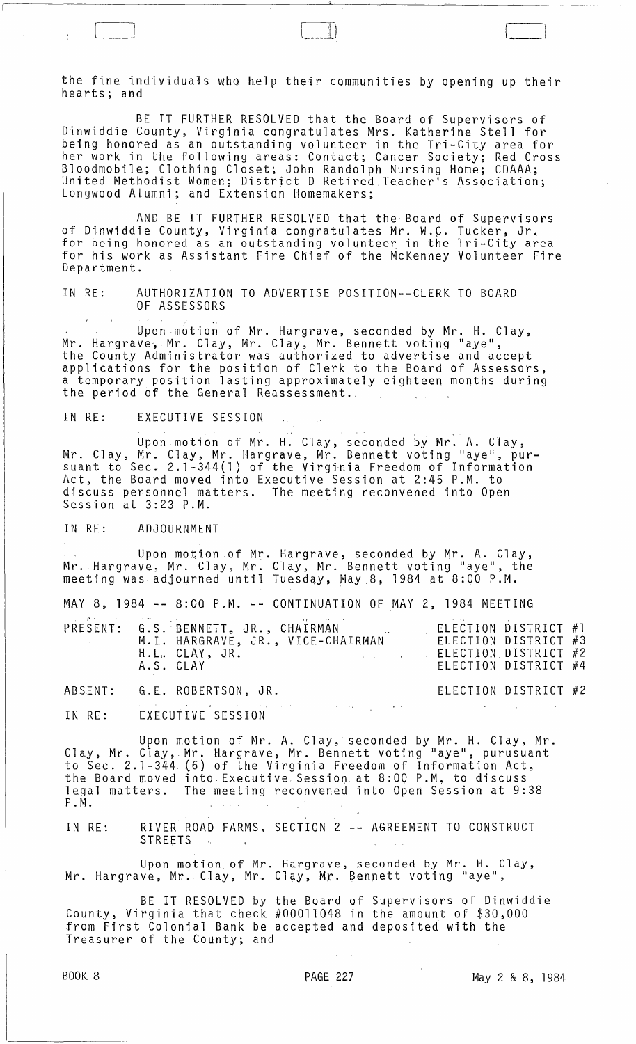the fine individuals who help their communities by opening up their hearts; and

BE IT FURTHER RESOLVED that the Board of Supervisors of Dinwiddie County, Virginia congratulates Mrs. Katherine Stell for being honored as an outstanding volunteer in the Tri-City area for her work in the following areas: Contact; Cancer Society; Red Cross Bloodmobile; Clothing Closet; John Randolph Nursing Home; CDAAA; United Methodist Women; District D Retired Teacher's Association; Longwood Alumni; and Extension Homemakers;

AND BE IT FURTHER RESOLVED that the Board of Supervisors of Dinwiddie County, Virginia congratulates Mr. W.C. Tucker, Jr. for being honored as an outstanding volunteer in the Tri-City area for his work as Assistant Fire Chief of the McKenney Volunteer Fire Department.

IN RE: AUTHORIZATION TO ADVERTISE POSITION--CLERK TO BOARD OF ASSESSORS

Upon motion of Mr. Hargrave, seconded by Mr. H. Clay, Mr. Hargrave, Mr. Clay, Mr. Clay, Mr. Bennett voting "aye", the County Administrator was authorized to advertise and accept applications for the position of Clerk to the Board of Assessors, a temporary position lasting approximately eighteen months during the period of the General Reassessment.

IN RE: EXECUTIVE SESSION

Upon motion of Mr. H. Clay, seconded by Mr. A. Clay, Mr. Clay, Mr. Clay, Mr. Hargrave, Mr. Bennett voting "aye", pursuant to Sec. 2.1-344(1) of the Virginia Freedom of Information Act, the Board moved into Executive Session at 2:45 P.M. to discuss personnel matters. The meeting reconvened into Open Session at 3:23 P.M.

IN RE: ADJOURNMENT

Upon motion of Mr. Hargrave, seconded by Mr. A. Clay, Mr. Hargrave, Mr. Clay, Mr. Clay, Mr. Bennett voting "aye", the meeting was adjourned until Tuesday, May 8, 1984 at 8:00 P.M.

MAY 8, 1984 -- 8:00 P.M. -- CONTINUATION OF MAY 2, 1984 MEETING

| | | |
|---|---|---|
| PRESENT: | G.S. BENNETT, JR., CHAIRMAN | ELECTION DISTRICT #1 |
| | M.I. HARGRAVE, JR., VICE-CHAIRMAN | ELECTION DISTRICT #3 |
| | H.L. CLAY, JR. | ELECTION DISTRICT #2 |
| | A.S. CLAY | ELECTION DISTRICT #4 |
| ABSENT: | G.E. ROBERTSON, JR. | ELECTION DISTRICT #2 |

IN RE: EXECUTIVE SESSION

Upon motion of Mr. A. Clay, seconded by Mr. H. Clay, Mr. Clay, Mr. Clay, Mr. Hargrave, Mr. Bennett voting "aye", purusuant to Sec. 2.1-344 (6) of the Virginia Freedom of Information Act, the Board moved into Executive Session at 8:00 P.M. to discuss legal matters. The meeting reconvened into Open Session at 9:38 P.M.

IN RE: RIVER ROAD FARMS, SECTION 2 -- AGREEMENT TO CONSTRUCT STREETS

Upon motion of Mr. Hargrave, seconded by Mr. H. Clay, Mr. Hargrave, Mr. Clay, Mr. Clay, Mr. Bennett voting "aye",

BE IT RESOLVED by the Board of Supervisors of Dinwiddie County, Virginia that check #00011048 in the amount of $30,000 from First Colonial Bank be accepted and deposited with the Treasurer of the County; and

BOOK 8 PAGE 227 May 2 & 8, 1984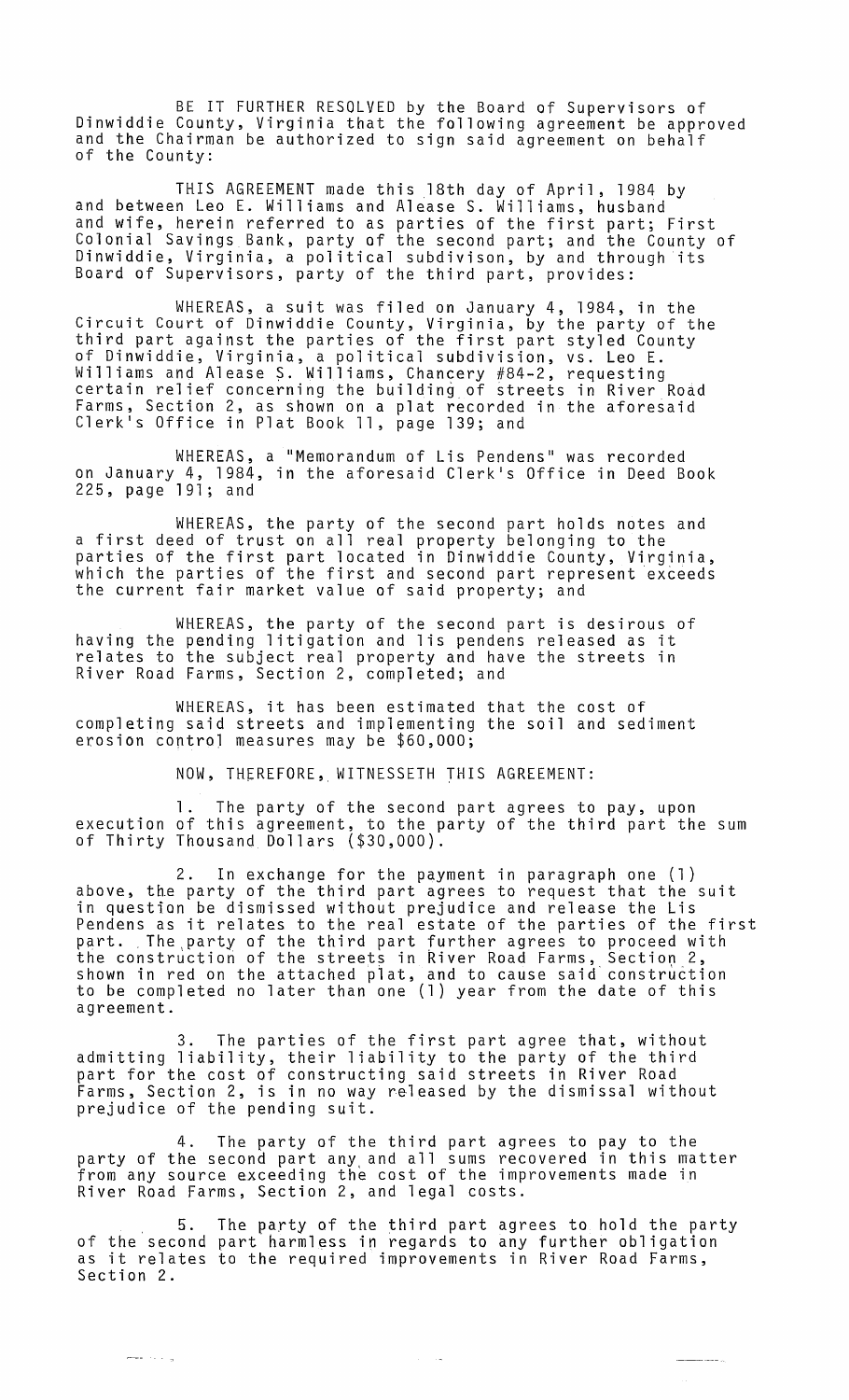BE IT FURTHER RESOLVED by the Board of Supervisors of Dinwiddie County, Virginia that the following agreement be approved and the Chairman be authorized to sign said agreement on behalf of the County:

THIS AGREEMENT made this 18th day of April, 1984 by and between Leo E. Williams and Alease S. Williams, husband and wife, herein referred to as parties of the first part; First Colonial Savings Bank, party of the second part; and the County of Dinwiddie, Virginia, a political subdivison, by and through its Board of Supervisors, party of the third part, provides:

WHEREAS, a suit was filed on January 4, 1984, in the Circuit Court of Dinwiddie County, Virginia, by the party of the third part against the parties of the first part styled County of Dinwiddie, Virginia, a political subdivision, vs. Leo E. Williams and Alease S. Williams, Chancery #84-2, requesting certain relief concerning the building of streets in River Road Farms, Section 2, as shown on a plat recorded in the aforesaid Clerk's Office in Plat Book 11, page 139; and

WHEREAS, a "Memorandum of Lis Pendens" was recorded on January 4, 1984, in the aforesaid Clerk's Office in Deed Book 225, page 191; and

WHEREAS, the party of the second part holds notes and a first deed of trust on all real property belonging to the parties of the first part located in Dinwiddie County, Virginia, which the parties of the first and second part represent exceeds the current fair market value of said property; and

WHEREAS, the party of the second part is desirous of having the pending litigation and lis pendens released as it relates to the subject real property and have the streets in River Road Farms, Section 2, completed; and

WHEREAS, it has been estimated that the cost of completing said streets and implementing the soil and sediment erosion control measures may be $60,000;

NOW, THEREFORE, WITNESSETH THIS AGREEMENT:

1. The party of the second part agrees to pay, upon execution of this agreement, to the party of the third part the sum of Thirty Thousand Dollars ($30,000).

2. In exchange for the payment in paragraph one (1) above, the party of the third part agrees to request that the suit in question be dismissed without prejudice and release the Lis Pendens as it relates to the real estate of the parties of the first part. The party of the third part further agrees to proceed with the construction of the streets in River Road Farms, Section 2, shown in red on the attached plat, and to cause said construction to be completed no later than one (1) year from the date of this agreement.

3. The parties of the first part agree that, without admitting liability, their liability to the party of the third part for the cost of constructing said streets in River Road Farms, Section 2, is in no way released by the dismissal without prejudice of the pending suit.

4. The party of the third part agrees to pay to the party of the second part any and all sums recovered in this matter from any source exceeding the cost of the improvements made in River Road Farms, Section 2, and legal costs.

5. The party of the third part agrees to hold the party of the second part harmless in regards to any further obligation as it relates to the required improvements in River Road Farms, Section 2.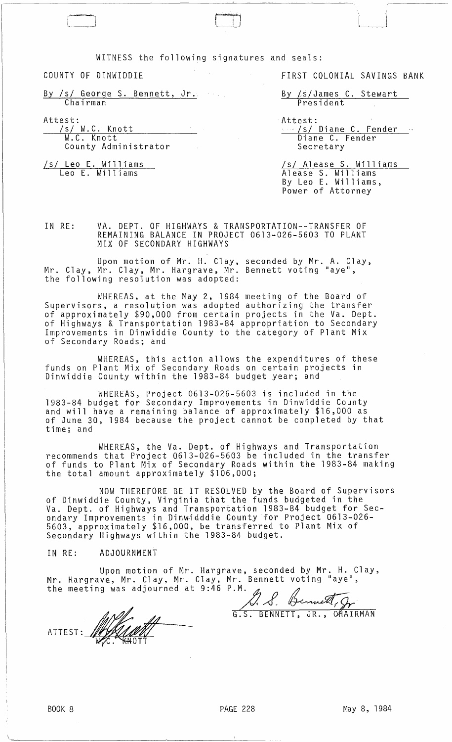WITNESS the following signatures and seals:

| COUNTY OF DINWIDDIE | FIRST COLONIAL SAVINGS BANK |
|---|---|
| By /s/ George S. Bennett, Jr. | By /s/James C. Stewart |
| Chairman | President |
| Attest: | Attest: |
| /s/ W.C. Knott | /s/ Diane C. Fender |
| W.C. Knott | Diane C. Fender |
| County Administrator | Secretary |
| /s/ Leo E. Williams | /s/ Alease S. Williams |
| Leo E. Williams | Alease S. Williams |
| | By Leo E. Williams, |
| | Power of Attorney |

IN RE: VA. DEPT. OF HIGHWAYS & TRANSPORTATION--TRANSFER OF REMAINING BALANCE IN PROJECT 0613-026-5603 TO PLANT MIX OF SECONDARY HIGHWAYS

Upon motion of Mr. H. Clay, seconded by Mr. A. Clay, Mr. Clay, Mr. Clay, Mr. Hargrave, Mr. Bennett voting "aye", the following resolution was adopted:

WHEREAS, at the May 2, 1984 meeting of the Board of Supervisors, a resolution was adopted authorizing the transfer of approximately $90,000 from certain projects in the Va. Dept. of Highways & Transportation 1983-84 appropriation to Secondary Improvements in Dinwiddie County to the category of Plant Mix of Secondary Roads; and

WHEREAS, this action allows the expenditures of these funds on Plant Mix of Secondary Roads on certain projects in Dinwiddie County within the 1983-84 budget year; and

WHEREAS, Project 0613-026-5603 is included in the 1983-84 budget for Secondary Improvements in Dinwiddie County and will have a remaining balance of approximately $16,000 as of June 30, 1984 because the project cannot be completed by that time; and

WHEREAS, the Va. Dept. of Highways and Transportation recommends that Project 0613-026-5603 be included in the transfer of funds to Plant Mix of Secondary Roads within the 1983-84 making the total amount approximately $106,000;

NOW THEREFORE BE IT RESOLVED by the Board of Supervisors of Dinwiddie County, Virginia that the funds budgeted in the Va. Dept. of Highways and Transportation 1983-84 budget for Secondary Improvements in Dinwidddie County for Project 0613-026-5603, approximately $16,000, be transferred to Plant Mix of Secondary Highways within the 1983-84 budget.

IN RE: ADJOURNMENT

Upon motion of Mr. Hargrave, seconded by Mr. H. Clay, Mr. Hargrave, Mr. Clay, Mr. Clay, Mr. Bennett voting "aye", the meeting was adjourned at 9:46 P.M.

G.S. BENNETT, JR., CHAIRMAN

ATTEST: W.C. KNOTT

BOOK 8 PAGE 228 May 8, 1984